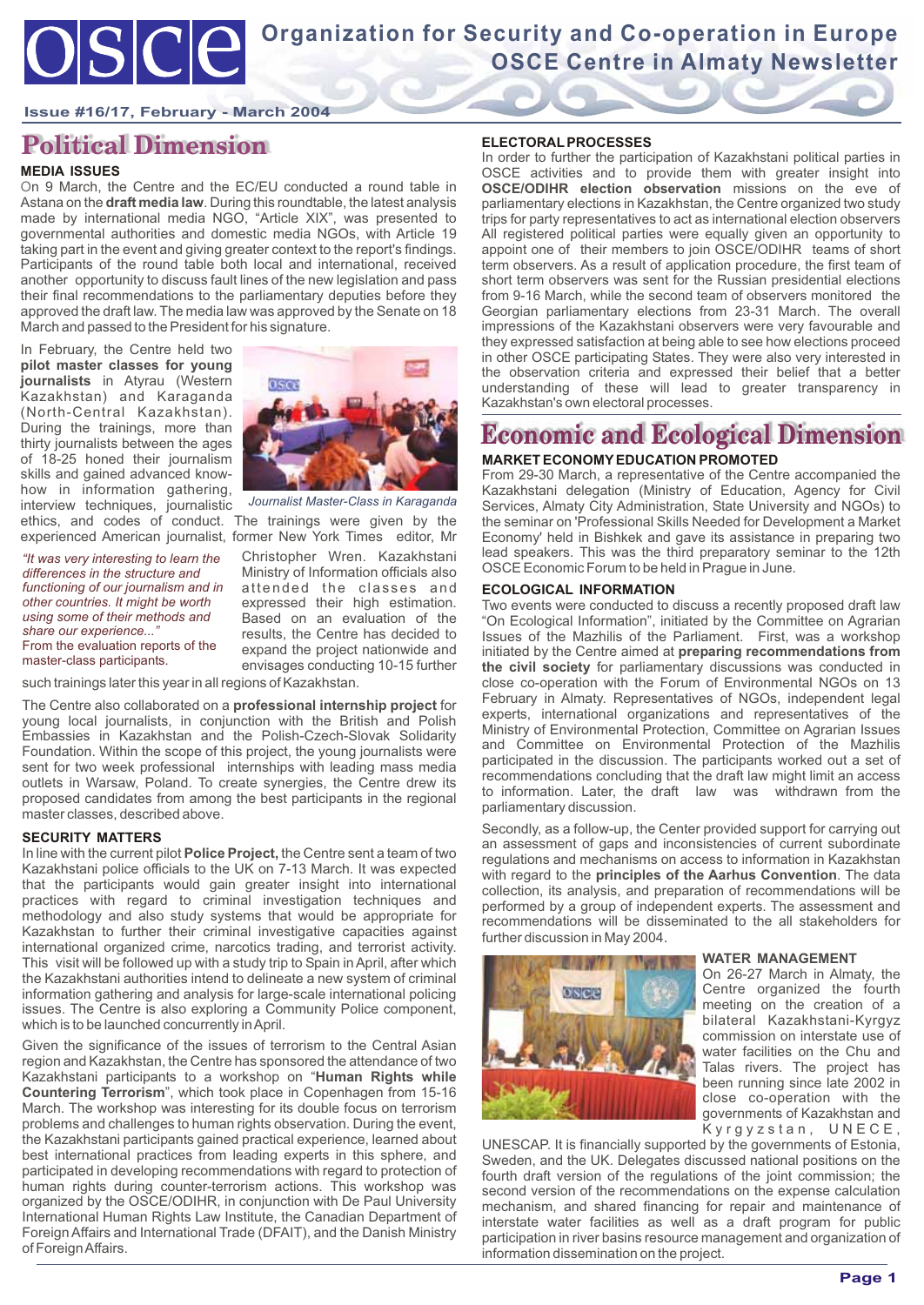# OSCE

## Organization for Security and Co-operation in Europe
## OSCE Centre in Almaty Newsletter

Issue #16/17, February - March 2004

# Political Dimension

### MEDIA ISSUES

On 9 March, the Centre and the EC/EU conducted a round table in Astana on the **draft media law**. During this roundtable, the latest analysis made by international media NGO, "Article XIX", was presented to governmental authorities and domestic media NGOs, with Article 19 taking part in the event and giving greater context to the report's findings. Participants of the round table both local and international, received another opportunity to discuss fault lines of the new legislation and pass their final recommendations to the parliamentary deputies before they approved the draft law. The media law was approved by the Senate on 18 March and passed to the President for his signature.

In February, the Centre held two **pilot master classes for young journalists** in Atyrau (Western Kazakhstan) and Karaganda (North-Central Kazakhstan). During the trainings, more than thirty journalists between the ages of 18-25 honed their journalism skills and gained advanced know-how in information gathering, interview techniques, journalistic ethics, and codes of conduct. The trainings were given by the experienced American journalist, former New York Times editor, Mr Christopher Wren. Kazakhstani Ministry of Information officials also attended the classes and expressed their high estimation. Based on an evaluation of the results, the Centre has decided to expand the project nationwide and envisages conducting 10-15 further such trainings later this year in all regions of Kazakhstan.

*Journalist Master-Class in Karaganda*

*"It was very interesting to learn the differences in the structure and functioning of our journalism and in other countries. It might be worth using some of their methods and share our experience..."*
From the evaluation reports of the master-class participants.

The Centre also collaborated on a **professional internship project** for young local journalists, in conjunction with the British and Polish Embassies in Kazakhstan and the Polish-Czech-Slovak Solidarity Foundation. Within the scope of this project, the young journalists were sent for two week professional internships with leading mass media outlets in Warsaw, Poland. To create synergies, the Centre drew its proposed candidates from among the best participants in the regional master classes, described above.

### SECURITY MATTERS

In line with the current pilot **Police Project,** the Centre sent a team of two Kazakhstani police officials to the UK on 7-13 March. It was expected that the participants would gain greater insight into international practices with regard to criminal investigation techniques and methodology and also study systems that would be appropriate for Kazakhstan to further their criminal investigative capacities against international organized crime, narcotics trading, and terrorist activity. This visit will be followed up with a study trip to Spain in April, after which the Kazakhstani authorities intend to delineate a new system of criminal information gathering and analysis for large-scale international policing issues. The Centre is also exploring a Community Police component, which is to be launched concurrently in April.

Given the significance of the issues of terrorism to the Central Asian region and Kazakhstan, the Centre has sponsored the attendance of two Kazakhstani participants to a workshop on "**Human Rights while Countering Terrorism**", which took place in Copenhagen from 15-16 March. The workshop was interesting for its double focus on terrorism problems and challenges to human rights observation. During the event, the Kazakhstani participants gained practical experience, learned about best international practices from leading experts in this sphere, and participated in developing recommendations with regard to protection of human rights during counter-terrorism actions. This workshop was organized by the OSCE/ODIHR, in conjunction with De Paul University International Human Rights Law Institute, the Canadian Department of Foreign Affairs and International Trade (DFAIT), and the Danish Ministry of Foreign Affairs.

### ELECTORAL PROCESSES

In order to further the participation of Kazakhstani political parties in OSCE activities and to provide them with greater insight into **OSCE/ODIHR election observation** missions on the eve of parliamentary elections in Kazakhstan, the Centre organized two study trips for party representatives to act as international election observers. All registered political parties were equally given an opportunity to appoint one of their members to join OSCE/ODIHR teams of short term observers. As a result of application procedure, the first team of short term observers was sent for the Russian presidential elections from 9-16 March, while the second team of observers monitored the Georgian parliamentary elections from 23-31 March. The overall impressions of the Kazakhstani observers were very favourable and they expressed satisfaction at being able to see how elections proceed in other OSCE participating States. They were also very interested in the observation criteria and expressed their belief that a better understanding of these will lead to greater transparency in Kazakhstan's own electoral processes.

# Economic and Ecological Dimension

### MARKET ECONOMY EDUCATION PROMOTED

From 29-30 March, a representative of the Centre accompanied the Kazakhstani delegation (Ministry of Education, Agency for Civil Services, Almaty City Administration, State University and NGOs) to the seminar on 'Professional Skills Needed for Development a Market Economy' held in Bishkek and gave its assistance in preparing two lead speakers. This was the third preparatory seminar to the 12th OSCE Economic Forum to be held in Prague in June.

### ECOLOGICAL INFORMATION

Two events were conducted to discuss a recently proposed draft law "On Ecological Information", initiated by the Committee on Agrarian Issues of the Mazhilis of the Parliament. First, was a workshop initiated by the Centre aimed at **preparing recommendations from the civil society** for parliamentary discussions was conducted in close co-operation with the Forum of Environmental NGOs on 13 February in Almaty. Representatives of NGOs, independent legal experts, international organizations and representatives of the Ministry of Environmental Protection, Committee on Agrarian Issues and Committee on Environmental Protection of the Mazhilis participated in the discussion. The participants worked out a set of recommendations concluding that the draft law might limit an access to information. Later, the draft law was withdrawn from the parliamentary discussion.

Secondly, as a follow-up, the Center provided support for carrying out an assessment of gaps and inconsistencies of current subordinate regulations and mechanisms on access to information in Kazakhstan with regard to the **principles of the Aarhus Convention**. The data collection, its analysis, and preparation of recommendations will be performed by a group of independent experts. The assessment and recommendations will be disseminated to the all stakeholders for further discussion in May 2004.

### WATER MANAGEMENT

On 26-27 March in Almaty, the Centre organized the fourth meeting on the creation of a bilateral Kazakhstani-Kyrgyz commission on interstate use of water facilities on the Chu and Talas rivers. The project has been running since late 2002 in close co-operation with the governments of Kazakhstan and Kyrgyzstan, UNECE, UNESCAP. It is financially supported by the governments of Estonia, Sweden, and the UK. Delegates discussed national positions on the fourth draft version of the regulations of the joint commission; the second version of the recommendations on the expense calculation mechanism, and shared financing for repair and maintenance of interstate water facilities as well as a draft program for public participation in river basins resource management and organization of information dissemination on the project.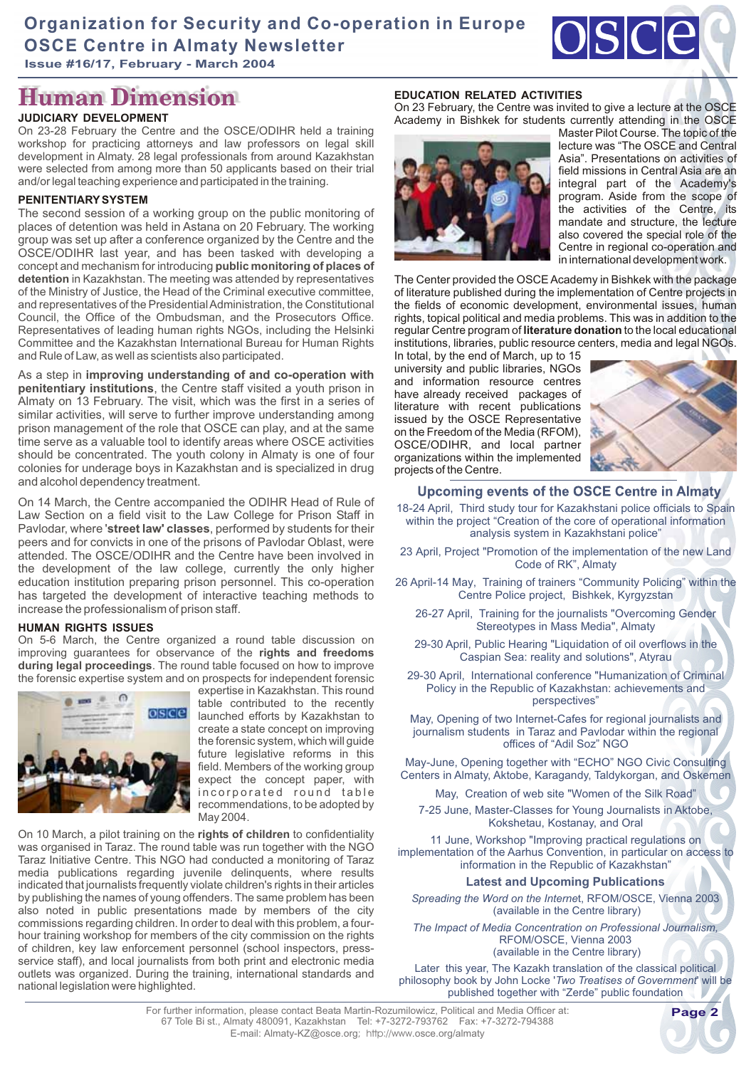# Organization for Security and Co-operation in Europe
## OSCE Centre in Almaty Newsletter

**Issue #16/17, February - March 2004**

# Human Dimension

### JUDICIARY DEVELOPMENT

On 23-28 February the Centre and the OSCE/ODIHR held a training workshop for practicing attorneys and law professors on legal skill development in Almaty. 28 legal professionals from around Kazakhstan were selected from among more than 50 applicants based on their trial and/or legal teaching experience and participated in the training.

### PENITENTIARY SYSTEM

The second session of a working group on the public monitoring of places of detention was held in Astana on 20 February. The working group was set up after a conference organized by the Centre and the OSCE/ODIHR last year, and has been tasked with developing a concept and mechanism for introducing **public monitoring of places of detention** in Kazakhstan. The meeting was attended by representatives of the Ministry of Justice, the Head of the Criminal executive committee, and representatives of the Presidential Administration, the Constitutional Council, the Office of the Ombudsman, and the Prosecutors Office. Representatives of leading human rights NGOs, including the Helsinki Committee and the Kazakhstan International Bureau for Human Rights and Rule of Law, as well as scientists also participated.

As a step in **improving understanding of and co-operation with penitentiary institutions**, the Centre staff visited a youth prison in Almaty on 13 February. The visit, which was the first in a series of similar activities, will serve to further improve understanding among prison management of the role that OSCE can play, and at the same time serve as a valuable tool to identify areas where OSCE activities should be concentrated. The youth colony in Almaty is one of four colonies for underage boys in Kazakhstan and is specialized in drug and alcohol dependency treatment.

On 14 March, the Centre accompanied the ODIHR Head of Rule of Law Section on a field visit to the Law College for Prison Staff in Pavlodar, where **'street law' classes**, performed by students for their peers and for convicts in one of the prisons of Pavlodar Oblast, were attended. The OSCE/ODIHR and the Centre have been involved in the development of the law college, currently the only higher education institution preparing prison personnel. This co-operation has targeted the development of interactive teaching methods to increase the professionalism of prison staff.

### HUMAN RIGHTS ISSUES

On 5-6 March, the Centre organized a round table discussion on improving guarantees for observance of the **rights and freedoms during legal proceedings**. The round table focused on how to improve the forensic expertise system and on prospects for independent forensic expertise in Kazakhstan. This round table contributed to the recently launched efforts by Kazakhstan to create a state concept on improving the forensic system, which will guide future legislative reforms in this field. Members of the working group expect the concept paper, with incorporated round table recommendations, to be adopted by May 2004.

On 10 March, a pilot training on the **rights of children** to confidentiality was organised in Taraz. The round table was run together with the NGO Taraz Initiative Centre. This NGO had conducted a monitoring of Kazakhstan media publications regarding juvenile delinquents, where results indicated that journalists frequently violate children's rights in their articles by publishing the names of young offenders. The same problem has been also noted in public presentations made by members of the city commissions regarding children. In order to deal with this problem, a four-hour training workshop for members of the city commission on the rights of children, key law enforcement personnel (school inspectors, press-service staff), and local journalists from both print and electronic media outlets was organized. During the training, international standards and national legislation were highlighted.

### EDUCATION RELATED ACTIVITIES

On 23 February, the Centre was invited to give a lecture at the OSCE Academy in Bishkek for students currently attending in the OSCE Master Pilot Course. The topic of the lecture was "The OSCE and Central Asia". Presentations on activities of field missions in Central Asia are an integral part of the Academy's program. Aside from the scope of the activities of the Centre, its mandate and structure, the lecture also covered the special role of the Centre in regional co-operation and in international development work.

The Center provided the OSCE Academy in Bishkek with the package of literature published during the implementation of Centre projects in the fields of economic development, environmental issues, human rights, topical political and media problems. This was in addition to the regular Centre program of **literature donation** to the local educational institutions, libraries, public resource centers, media and legal NGOs. In total, by the end of March, up to 15 university and public libraries, NGOs and information resource centres have already received packages of literature with recent publications issued by the OSCE Representative on the Freedom of the Media (RFOM), OSCE/ODIHR, and local partner organizations within the implemented projects of the Centre.

## Upcoming events of the OSCE Centre in Almaty

18-24 April, Third study tour for Kazakhstani police officials to Spain within the project "Creation of the core of operational information analysis system in Kazakhstani police"

23 April, Project "Promotion of the implementation of the new Land Code of RK", Almaty

26 April-14 May, Training of trainers "Community Policing" within the Centre Police project, Bishkek, Kyrgyzstan

26-27 April, Training for the journalists "Overcoming Gender Stereotypes in Mass Media", Almaty

29-30 April, Public Hearing "Liquidation of oil overflows in the Caspian Sea: reality and solutions", Atyrau

29-30 April, International conference "Humanization of Criminal Policy in the Republic of Kazakhstan: achievements and perspectives"

May, Opening of two Internet-Cafes for regional journalists and journalism students in Taraz and Pavlodar within the regional offices of "Adil Soz" NGO

May-June, Opening together with "ECHO" NGO Civic Consulting Centers in Almaty, Aktobe, Karagandy, Taldykorgan, and Oskemen

May, Creation of web site "Women of the Silk Road"

7-25 June, Master-Classes for Young Journalists in Aktobe, Kokshetau, Kostanay, and Oral

11 June, Workshop "Improving practical regulations on implementation of the Aarhus Convention, in particular on access to information in the Republic of Kazakhstan"

## Latest and Upcoming Publications

*Spreading the Word on the Internet*, RFOM/OSCE, Vienna 2003 (available in the Centre library)

*The Impact of Media Concentration on Professional Journalism*, RFOM/OSCE, Vienna 2003 (available in the Centre library)

Later this year, The Kazakh translation of the classical political philosophy book by John Locke '*Two Treatises of Government*' will be published together with "Zerde" public foundation

For further information, please contact Beata Martin-Rozumilowicz, Political and Media Officer at: 67 Tole Bi st., Almaty 480091, Kazakhstan Tel: +7-3272-793762 Fax: +7-3272-794388 E-mail: Almaty-KZ@osce.org; http://www.osce.org/almaty